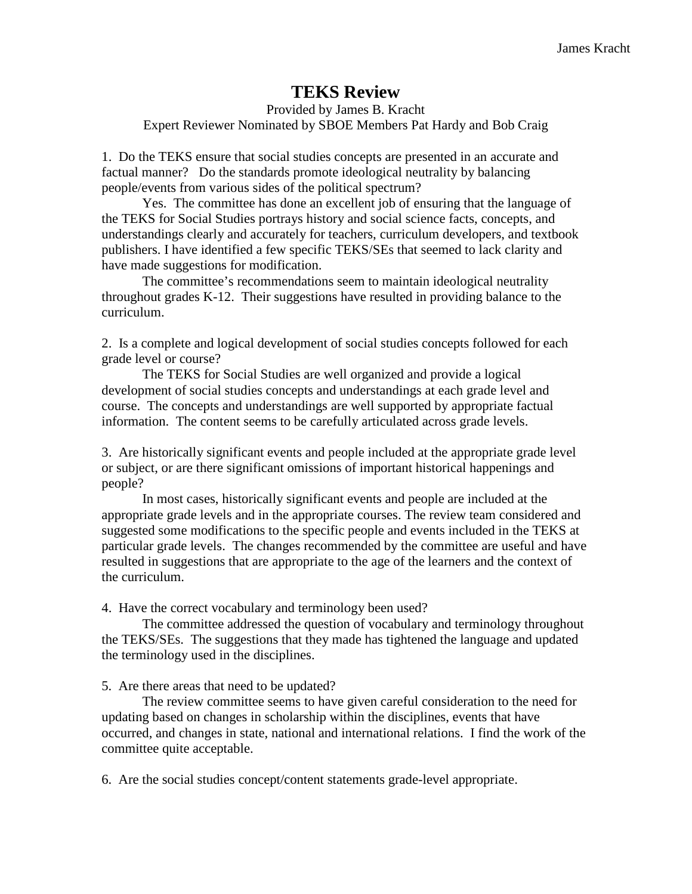# TEKS Review

Provided by James B. Kracht
Expert Reviewer Nominated by SBOE Members Pat Hardy and Bob Craig

1. Do the TEKS ensure that social studies concepts are presented in an accurate and factual manner? Do the standards promote ideological neutrality by balancing people/events from various sides of the political spectrum?

Yes. The committee has done an excellent job of ensuring that the language of the TEKS for Social Studies portrays history and social science facts, concepts, and understandings clearly and accurately for teachers, curriculum developers, and textbook publishers. I have identified a few specific TEKS/SEs that seemed to lack clarity and have made suggestions for modification.

The committee's recommendations seem to maintain ideological neutrality throughout grades K-12. Their suggestions have resulted in providing balance to the curriculum.

2. Is a complete and logical development of social studies concepts followed for each grade level or course?

The TEKS for Social Studies are well organized and provide a logical development of social studies concepts and understandings at each grade level and course. The concepts and understandings are well supported by appropriate factual information. The content seems to be carefully articulated across grade levels.

3. Are historically significant events and people included at the appropriate grade level or subject, or are there significant omissions of important historical happenings and people?

In most cases, historically significant events and people are included at the appropriate grade levels and in the appropriate courses. The review team considered and suggested some modifications to the specific people and events included in the TEKS at particular grade levels. The changes recommended by the committee are useful and have resulted in suggestions that are appropriate to the age of the learners and the context of the curriculum.

4. Have the correct vocabulary and terminology been used?

The committee addressed the question of vocabulary and terminology throughout the TEKS/SEs. The suggestions that they made has tightened the language and updated the terminology used in the disciplines.

5. Are there areas that need to be updated?

The review committee seems to have given careful consideration to the need for updating based on changes in scholarship within the disciplines, events that have occurred, and changes in state, national and international relations. I find the work of the committee quite acceptable.

6. Are the social studies concept/content statements grade-level appropriate.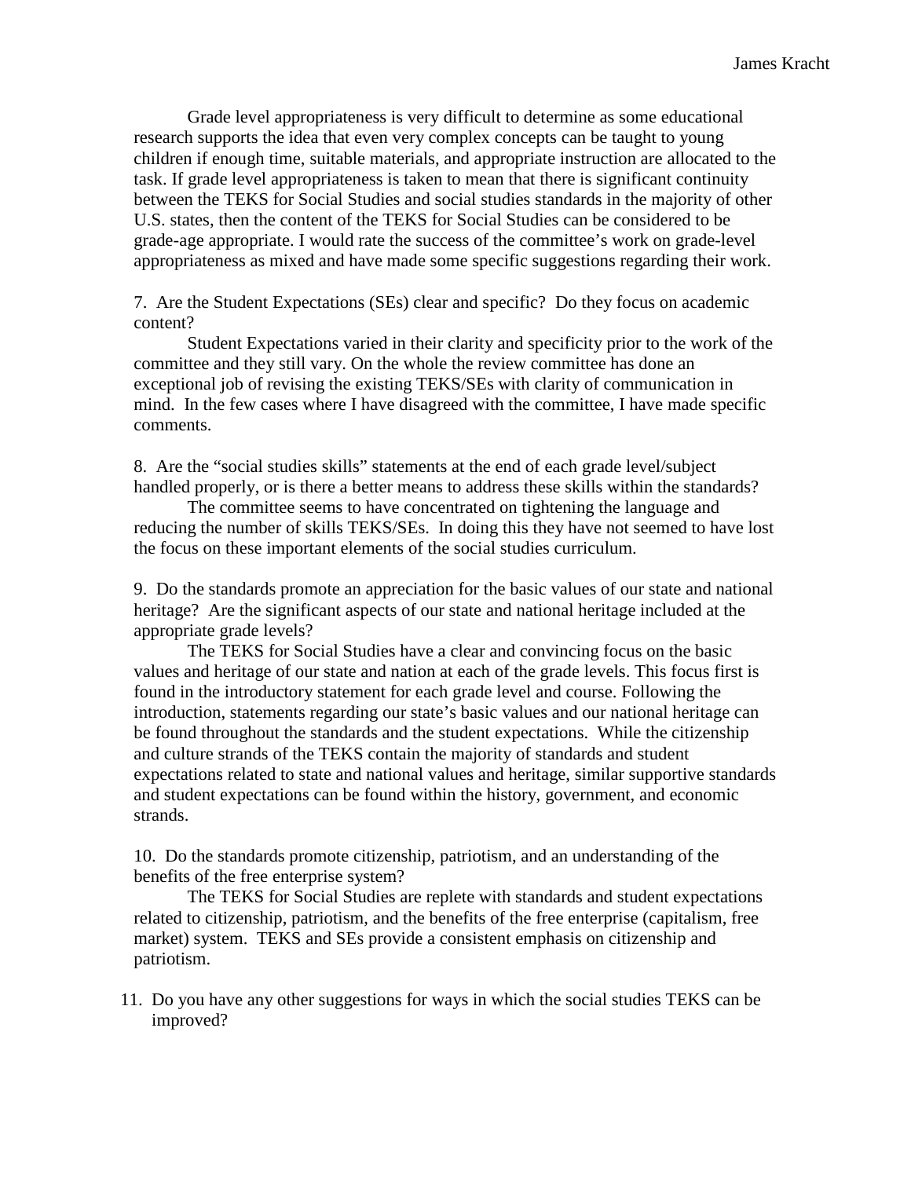Grade level appropriateness is very difficult to determine as some educational research supports the idea that even very complex concepts can be taught to young children if enough time, suitable materials, and appropriate instruction are allocated to the task. If grade level appropriateness is taken to mean that there is significant continuity between the TEKS for Social Studies and social studies standards in the majority of other U.S. states, then the content of the TEKS for Social Studies can be considered to be grade-age appropriate. I would rate the success of the committee's work on grade-level appropriateness as mixed and have made some specific suggestions regarding their work.

7. Are the Student Expectations (SEs) clear and specific? Do they focus on academic content?

Student Expectations varied in their clarity and specificity prior to the work of the committee and they still vary. On the whole the review committee has done an exceptional job of revising the existing TEKS/SEs with clarity of communication in mind. In the few cases where I have disagreed with the committee, I have made specific comments.

8. Are the "social studies skills" statements at the end of each grade level/subject handled properly, or is there a better means to address these skills within the standards?

The committee seems to have concentrated on tightening the language and reducing the number of skills TEKS/SEs. In doing this they have not seemed to have lost the focus on these important elements of the social studies curriculum.

9. Do the standards promote an appreciation for the basic values of our state and national heritage? Are the significant aspects of our state and national heritage included at the appropriate grade levels?

The TEKS for Social Studies have a clear and convincing focus on the basic values and heritage of our state and nation at each of the grade levels. This focus first is found in the introductory statement for each grade level and course. Following the introduction, statements regarding our state's basic values and our national heritage can be found throughout the standards and the student expectations. While the citizenship and culture strands of the TEKS contain the majority of standards and student expectations related to state and national values and heritage, similar supportive standards and student expectations can be found within the history, government, and economic strands.

10. Do the standards promote citizenship, patriotism, and an understanding of the benefits of the free enterprise system?

The TEKS for Social Studies are replete with standards and student expectations related to citizenship, patriotism, and the benefits of the free enterprise (capitalism, free market) system. TEKS and SEs provide a consistent emphasis on citizenship and patriotism.

11. Do you have any other suggestions for ways in which the social studies TEKS can be improved?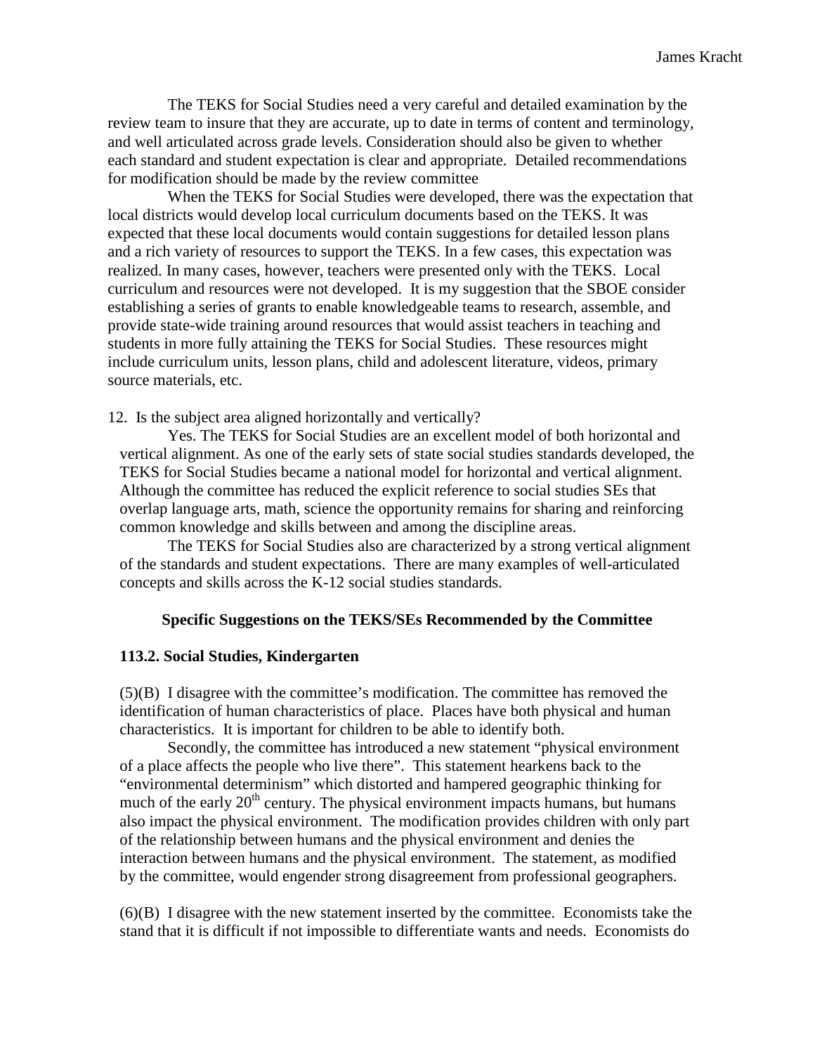The TEKS for Social Studies need a very careful and detailed examination by the review team to insure that they are accurate, up to date in terms of content and terminology, and well articulated across grade levels. Consideration should also be given to whether each standard and student expectation is clear and appropriate. Detailed recommendations for modification should be made by the review committee

When the TEKS for Social Studies were developed, there was the expectation that local districts would develop local curriculum documents based on the TEKS. It was expected that these local documents would contain suggestions for detailed lesson plans and a rich variety of resources to support the TEKS. In a few cases, this expectation was realized. In many cases, however, teachers were presented only with the TEKS. Local curriculum and resources were not developed. It is my suggestion that the SBOE consider establishing a series of grants to enable knowledgeable teams to research, assemble, and provide state-wide training around resources that would assist teachers in teaching and students in more fully attaining the TEKS for Social Studies. These resources might include curriculum units, lesson plans, child and adolescent literature, videos, primary source materials, etc.

12. Is the subject area aligned horizontally and vertically?

Yes. The TEKS for Social Studies are an excellent model of both horizontal and vertical alignment. As one of the early sets of state social studies standards developed, the TEKS for Social Studies became a national model for horizontal and vertical alignment. Although the committee has reduced the explicit reference to social studies SEs that overlap language arts, math, science the opportunity remains for sharing and reinforcing common knowledge and skills between and among the discipline areas.

The TEKS for Social Studies also are characterized by a strong vertical alignment of the standards and student expectations. There are many examples of well-articulated concepts and skills across the K-12 social studies standards.

## Specific Suggestions on the TEKS/SEs Recommended by the Committee

### 113.2. Social Studies, Kindergarten

(5)(B) I disagree with the committee's modification. The committee has removed the identification of human characteristics of place. Places have both physical and human characteristics. It is important for children to be able to identify both.

Secondly, the committee has introduced a new statement "physical environment of a place affects the people who live there". This statement hearkens back to the "environmental determinism" which distorted and hampered geographic thinking for much of the early 20th century. The physical environment impacts humans, but humans also impact the physical environment. The modification provides children with only part of the relationship between humans and the physical environment and denies the interaction between humans and the physical environment. The statement, as modified by the committee, would engender strong disagreement from professional geographers.

(6)(B) I disagree with the new statement inserted by the committee. Economists take the stand that it is difficult if not impossible to differentiate wants and needs. Economists do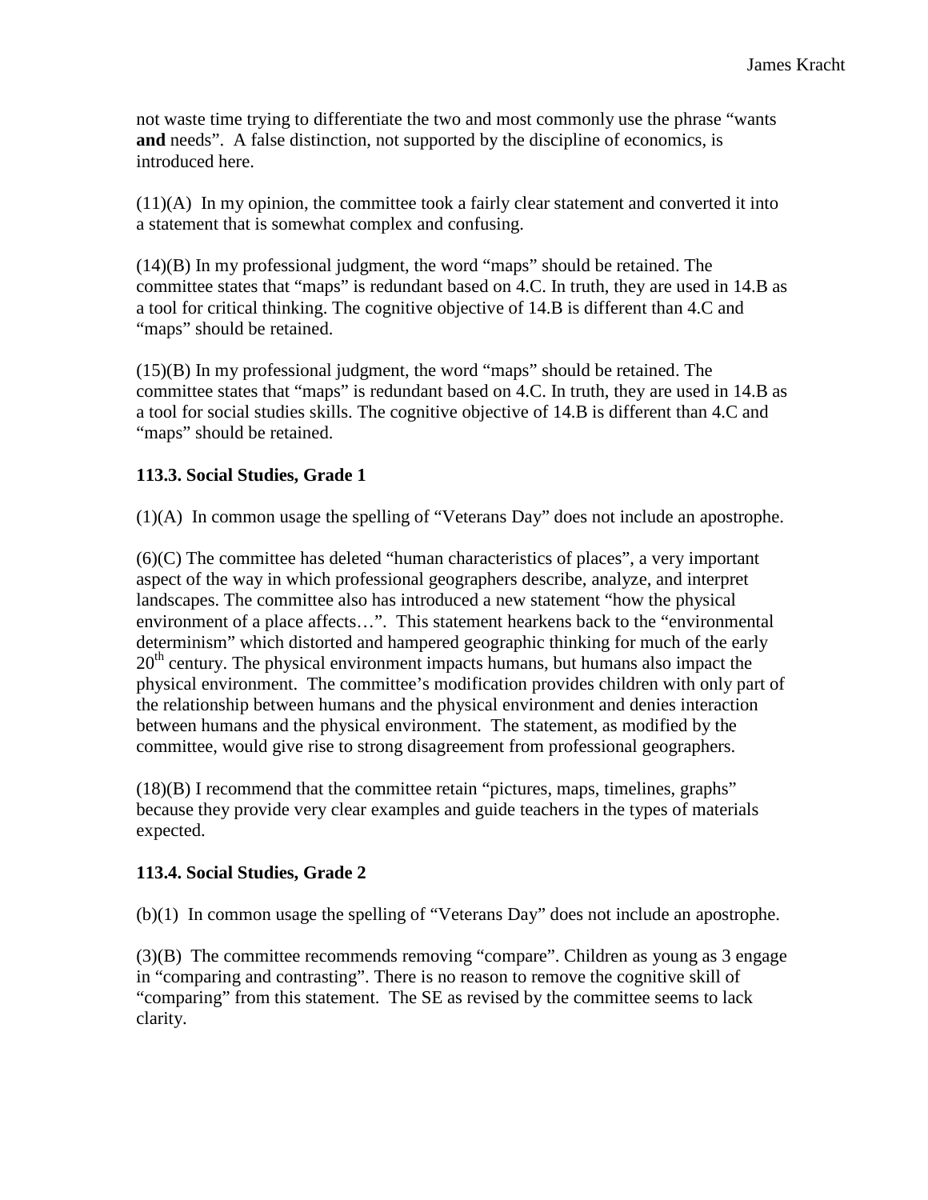not waste time trying to differentiate the two and most commonly use the phrase "wants **and** needs". A false distinction, not supported by the discipline of economics, is introduced here.

(11)(A) In my opinion, the committee took a fairly clear statement and converted it into a statement that is somewhat complex and confusing.

(14)(B) In my professional judgment, the word "maps" should be retained. The committee states that "maps" is redundant based on 4.C. In truth, they are used in 14.B as a tool for critical thinking. The cognitive objective of 14.B is different than 4.C and "maps" should be retained.

(15)(B) In my professional judgment, the word "maps" should be retained. The committee states that "maps" is redundant based on 4.C. In truth, they are used in 14.B as a tool for social studies skills. The cognitive objective of 14.B is different than 4.C and "maps" should be retained.

### 113.3. Social Studies, Grade 1

(1)(A) In common usage the spelling of "Veterans Day" does not include an apostrophe.

(6)(C) The committee has deleted "human characteristics of places", a very important aspect of the way in which professional geographers describe, analyze, and interpret landscapes. The committee also has introduced a new statement "how the physical environment of a place affects…". This statement hearkens back to the "environmental determinism" which distorted and hampered geographic thinking for much of the early 20th century. The physical environment impacts humans, but humans also impact the physical environment. The committee's modification provides children with only part of the relationship between humans and the physical environment and denies interaction between humans and the physical environment. The statement, as modified by the committee, would give rise to strong disagreement from professional geographers.

(18)(B) I recommend that the committee retain "pictures, maps, timelines, graphs" because they provide very clear examples and guide teachers in the types of materials expected.

### 113.4. Social Studies, Grade 2

(b)(1) In common usage the spelling of "Veterans Day" does not include an apostrophe.

(3)(B) The committee recommends removing "compare". Children as young as 3 engage in "comparing and contrasting". There is no reason to remove the cognitive skill of "comparing" from this statement. The SE as revised by the committee seems to lack clarity.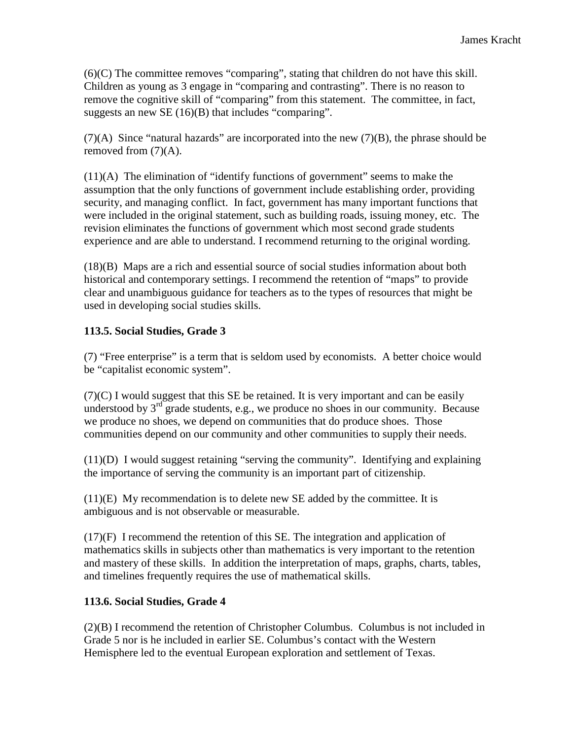(6)(C) The committee removes “comparing”, stating that children do not have this skill. Children as young as 3 engage in “comparing and contrasting”. There is no reason to remove the cognitive skill of “comparing” from this statement. The committee, in fact, suggests an new SE (16)(B) that includes “comparing”.

(7)(A) Since “natural hazards” are incorporated into the new (7)(B), the phrase should be removed from (7)(A).

(11)(A) The elimination of “identify functions of government” seems to make the assumption that the only functions of government include establishing order, providing security, and managing conflict. In fact, government has many important functions that were included in the original statement, such as building roads, issuing money, etc. The revision eliminates the functions of government which most second grade students experience and are able to understand. I recommend returning to the original wording.

(18)(B) Maps are a rich and essential source of social studies information about both historical and contemporary settings. I recommend the retention of “maps” to provide clear and unambiguous guidance for teachers as to the types of resources that might be used in developing social studies skills.

**113.5. Social Studies, Grade 3**

(7) “Free enterprise” is a term that is seldom used by economists. A better choice would be “capitalist economic system”.

(7)(C) I would suggest that this SE be retained. It is very important and can be easily understood by 3rd grade students, e.g., we produce no shoes in our community. Because we produce no shoes, we depend on communities that do produce shoes. Those communities depend on our community and other communities to supply their needs.

(11)(D) I would suggest retaining “serving the community”. Identifying and explaining the importance of serving the community is an important part of citizenship.

(11)(E) My recommendation is to delete new SE added by the committee. It is ambiguous and is not observable or measurable.

(17)(F) I recommend the retention of this SE. The integration and application of mathematics skills in subjects other than mathematics is very important to the retention and mastery of these skills. In addition the interpretation of maps, graphs, charts, tables, and timelines frequently requires the use of mathematical skills.

**113.6. Social Studies, Grade 4**

(2)(B) I recommend the retention of Christopher Columbus. Columbus is not included in Grade 5 nor is he included in earlier SE. Columbus’s contact with the Western Hemisphere led to the eventual European exploration and settlement of Texas.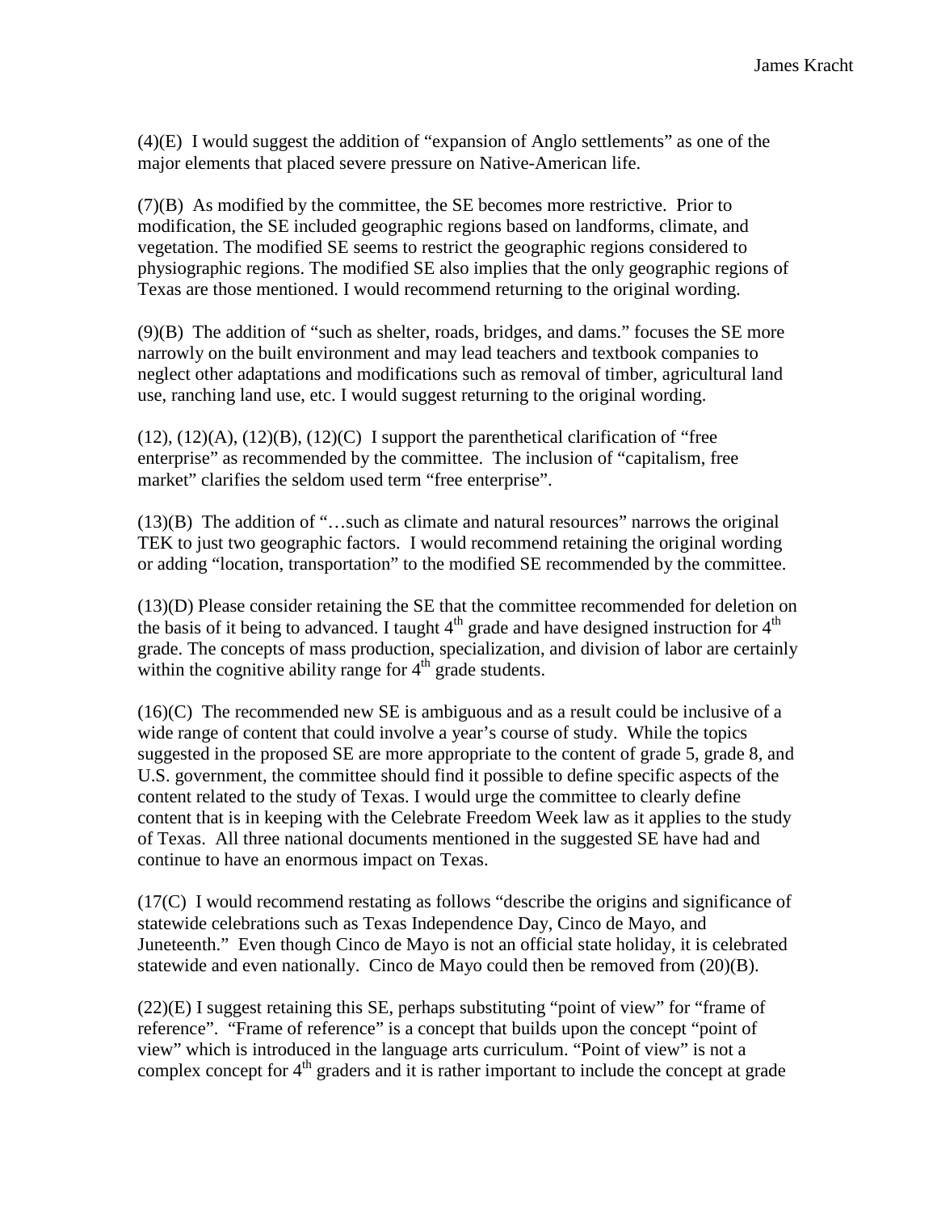(4)(E) I would suggest the addition of "expansion of Anglo settlements" as one of the major elements that placed severe pressure on Native-American life.

(7)(B) As modified by the committee, the SE becomes more restrictive. Prior to modification, the SE included geographic regions based on landforms, climate, and vegetation. The modified SE seems to restrict the geographic regions considered to physiographic regions. The modified SE also implies that the only geographic regions of Texas are those mentioned. I would recommend returning to the original wording.

(9)(B) The addition of "such as shelter, roads, bridges, and dams." focuses the SE more narrowly on the built environment and may lead teachers and textbook companies to neglect other adaptations and modifications such as removal of timber, agricultural land use, ranching land use, etc. I would suggest returning to the original wording.

(12), (12)(A), (12)(B), (12)(C) I support the parenthetical clarification of "free enterprise" as recommended by the committee. The inclusion of "capitalism, free market" clarifies the seldom used term "free enterprise".

(13)(B) The addition of "…such as climate and natural resources" narrows the original TEK to just two geographic factors. I would recommend retaining the original wording or adding "location, transportation" to the modified SE recommended by the committee.

(13)(D) Please consider retaining the SE that the committee recommended for deletion on the basis of it being to advanced. I taught 4th grade and have designed instruction for 4th grade. The concepts of mass production, specialization, and division of labor are certainly within the cognitive ability range for 4th grade students.

(16)(C) The recommended new SE is ambiguous and as a result could be inclusive of a wide range of content that could involve a year's course of study. While the topics suggested in the proposed SE are more appropriate to the content of grade 5, grade 8, and U.S. government, the committee should find it possible to define specific aspects of the content related to the study of Texas. I would urge the committee to clearly define content that is in keeping with the Celebrate Freedom Week law as it applies to the study of Texas. All three national documents mentioned in the suggested SE have had and continue to have an enormous impact on Texas.

(17(C) I would recommend restating as follows "describe the origins and significance of statewide celebrations such as Texas Independence Day, Cinco de Mayo, and Juneteenth." Even though Cinco de Mayo is not an official state holiday, it is celebrated statewide and even nationally. Cinco de Mayo could then be removed from (20)(B).

(22)(E) I suggest retaining this SE, perhaps substituting "point of view" for "frame of reference". "Frame of reference" is a concept that builds upon the concept "point of view" which is introduced in the language arts curriculum. "Point of view" is not a complex concept for 4th graders and it is rather important to include the concept at grade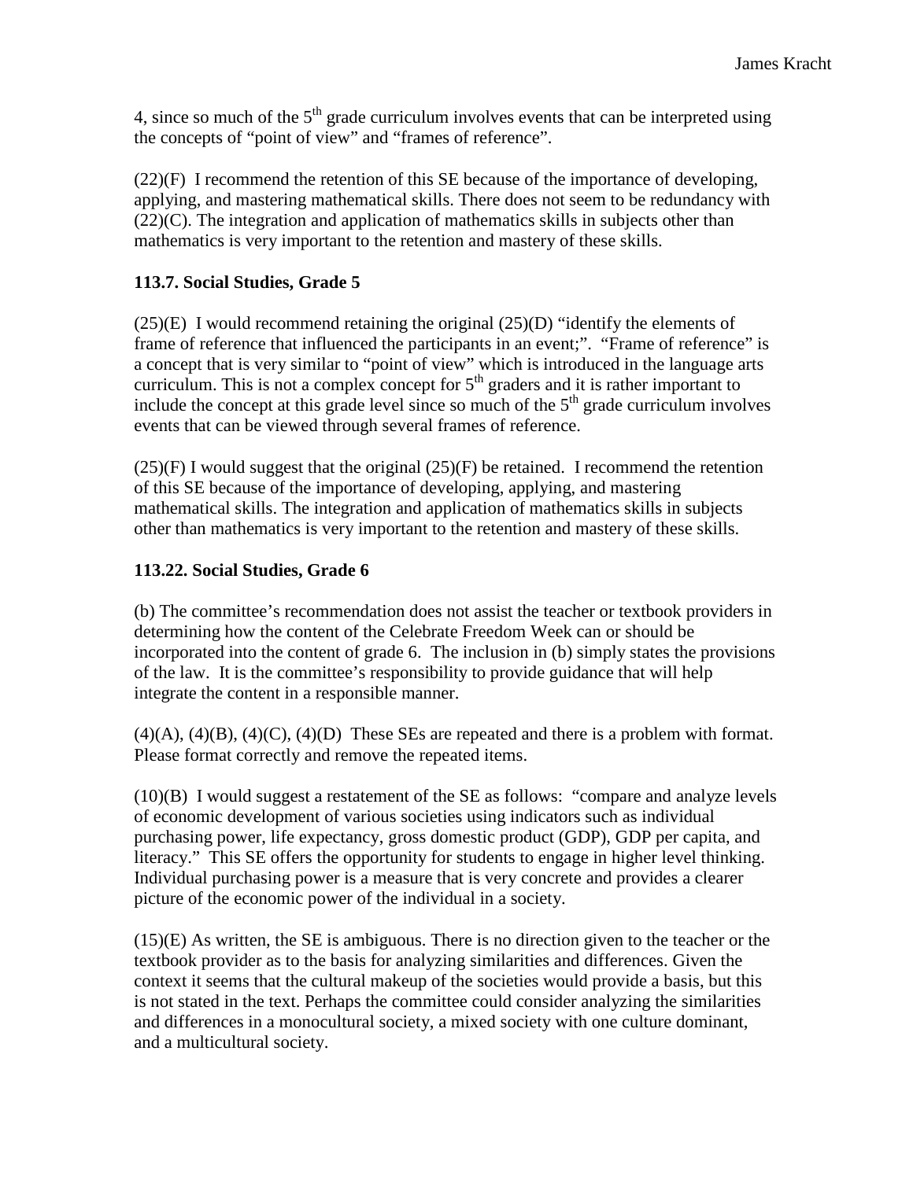4, since so much of the 5th grade curriculum involves events that can be interpreted using the concepts of "point of view" and "frames of reference".

(22)(F) I recommend the retention of this SE because of the importance of developing, applying, and mastering mathematical skills. There does not seem to be redundancy with (22)(C). The integration and application of mathematics skills in subjects other than mathematics is very important to the retention and mastery of these skills.

**113.7. Social Studies, Grade 5**

(25)(E) I would recommend retaining the original (25)(D) "identify the elements of frame of reference that influenced the participants in an event;". "Frame of reference" is a concept that is very similar to "point of view" which is introduced in the language arts curriculum. This is not a complex concept for 5th graders and it is rather important to include the concept at this grade level since so much of the 5th grade curriculum involves events that can be viewed through several frames of reference.

(25)(F) I would suggest that the original (25)(F) be retained. I recommend the retention of this SE because of the importance of developing, applying, and mastering mathematical skills. The integration and application of mathematics skills in subjects other than mathematics is very important to the retention and mastery of these skills.

**113.22. Social Studies, Grade 6**

(b) The committee's recommendation does not assist the teacher or textbook providers in determining how the content of the Celebrate Freedom Week can or should be incorporated into the content of grade 6. The inclusion in (b) simply states the provisions of the law. It is the committee's responsibility to provide guidance that will help integrate the content in a responsible manner.

(4)(A), (4)(B), (4)(C), (4)(D) These SEs are repeated and there is a problem with format. Please format correctly and remove the repeated items.

(10)(B) I would suggest a restatement of the SE as follows: "compare and analyze levels of economic development of various societies using indicators such as individual purchasing power, life expectancy, gross domestic product (GDP), GDP per capita, and literacy." This SE offers the opportunity for students to engage in higher level thinking. Individual purchasing power is a measure that is very concrete and provides a clearer picture of the economic power of the individual in a society.

(15)(E) As written, the SE is ambiguous. There is no direction given to the teacher or the textbook provider as to the basis for analyzing similarities and differences. Given the context it seems that the cultural makeup of the societies would provide a basis, but this is not stated in the text. Perhaps the committee could consider analyzing the similarities and differences in a monocultural society, a mixed society with one culture dominant, and a multicultural society.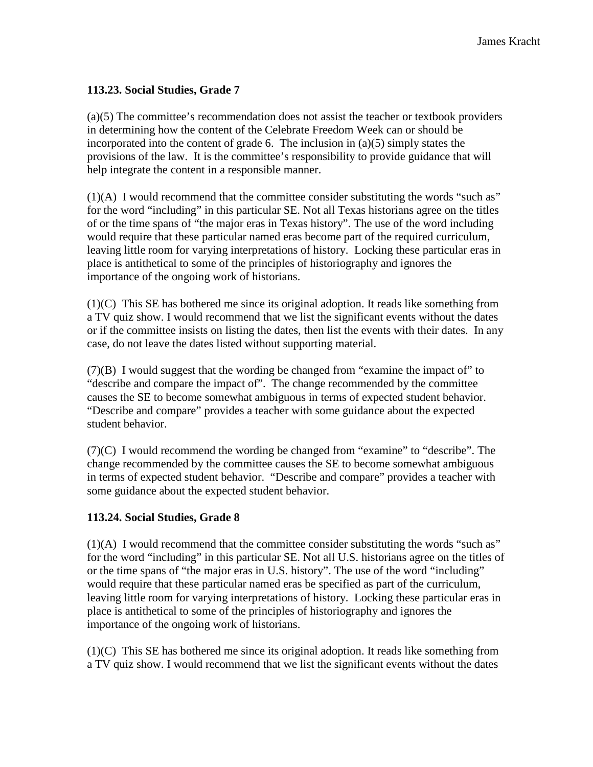## 113.23. Social Studies, Grade 7

(a)(5) The committee's recommendation does not assist the teacher or textbook providers in determining how the content of the Celebrate Freedom Week can or should be incorporated into the content of grade 6. The inclusion in (a)(5) simply states the provisions of the law. It is the committee's responsibility to provide guidance that will help integrate the content in a responsible manner.

(1)(A) I would recommend that the committee consider substituting the words "such as" for the word "including" in this particular SE. Not all Texas historians agree on the titles of or the time spans of "the major eras in Texas history". The use of the word including would require that these particular named eras become part of the required curriculum, leaving little room for varying interpretations of history. Locking these particular eras in place is antithetical to some of the principles of historiography and ignores the importance of the ongoing work of historians.

(1)(C) This SE has bothered me since its original adoption. It reads like something from a TV quiz show. I would recommend that we list the significant events without the dates or if the committee insists on listing the dates, then list the events with their dates. In any case, do not leave the dates listed without supporting material.

(7)(B) I would suggest that the wording be changed from "examine the impact of" to "describe and compare the impact of". The change recommended by the committee causes the SE to become somewhat ambiguous in terms of expected student behavior. "Describe and compare" provides a teacher with some guidance about the expected student behavior.

(7)(C) I would recommend the wording be changed from "examine" to "describe". The change recommended by the committee causes the SE to become somewhat ambiguous in terms of expected student behavior. "Describe and compare" provides a teacher with some guidance about the expected student behavior.

## 113.24. Social Studies, Grade 8

(1)(A) I would recommend that the committee consider substituting the words "such as" for the word "including" in this particular SE. Not all U.S. historians agree on the titles of or the time spans of "the major eras in U.S. history". The use of the word "including" would require that these particular named eras be specified as part of the curriculum, leaving little room for varying interpretations of history. Locking these particular eras in place is antithetical to some of the principles of historiography and ignores the importance of the ongoing work of historians.

(1)(C) This SE has bothered me since its original adoption. It reads like something from a TV quiz show. I would recommend that we list the significant events without the dates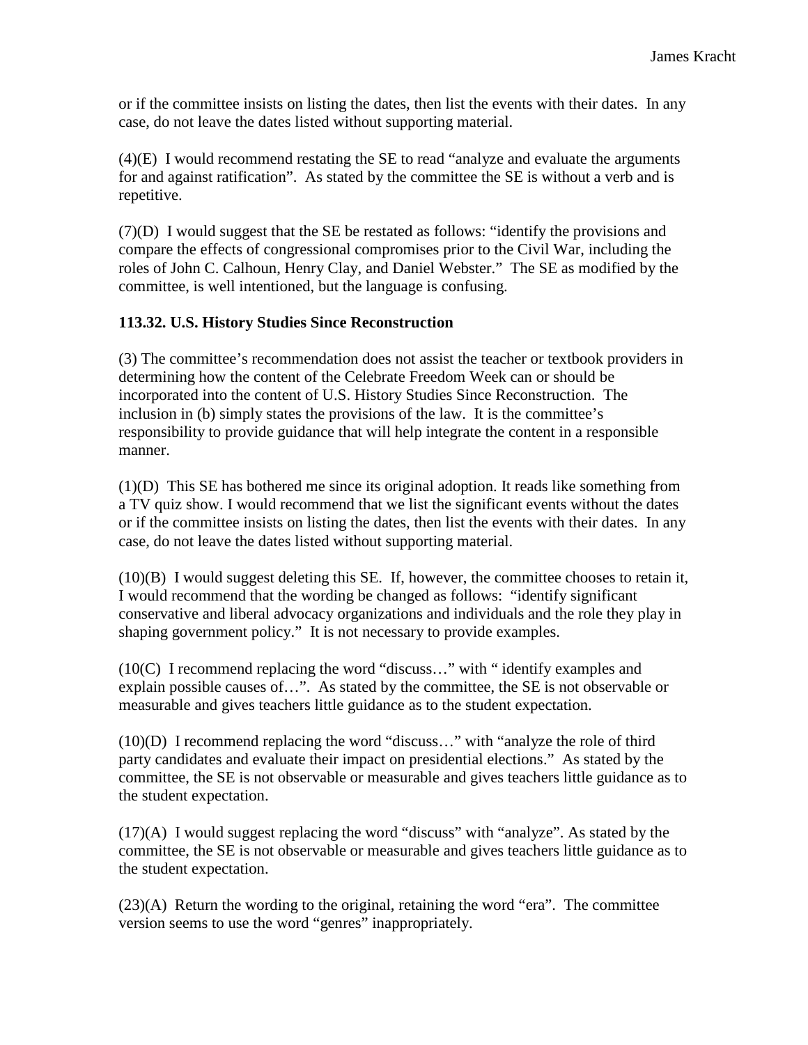or if the committee insists on listing the dates, then list the events with their dates. In any case, do not leave the dates listed without supporting material.

(4)(E) I would recommend restating the SE to read "analyze and evaluate the arguments for and against ratification". As stated by the committee the SE is without a verb and is repetitive.

(7)(D) I would suggest that the SE be restated as follows: "identify the provisions and compare the effects of congressional compromises prior to the Civil War, including the roles of John C. Calhoun, Henry Clay, and Daniel Webster." The SE as modified by the committee, is well intentioned, but the language is confusing.

**113.32. U.S. History Studies Since Reconstruction**

(3) The committee's recommendation does not assist the teacher or textbook providers in determining how the content of the Celebrate Freedom Week can or should be incorporated into the content of U.S. History Studies Since Reconstruction. The inclusion in (b) simply states the provisions of the law. It is the committee's responsibility to provide guidance that will help integrate the content in a responsible manner.

(1)(D) This SE has bothered me since its original adoption. It reads like something from a TV quiz show. I would recommend that we list the significant events without the dates or if the committee insists on listing the dates, then list the events with their dates. In any case, do not leave the dates listed without supporting material.

(10)(B) I would suggest deleting this SE. If, however, the committee chooses to retain it, I would recommend that the wording be changed as follows: "identify significant conservative and liberal advocacy organizations and individuals and the role they play in shaping government policy." It is not necessary to provide examples.

(10(C) I recommend replacing the word "discuss…" with " identify examples and explain possible causes of…". As stated by the committee, the SE is not observable or measurable and gives teachers little guidance as to the student expectation.

(10)(D) I recommend replacing the word "discuss…" with "analyze the role of third party candidates and evaluate their impact on presidential elections." As stated by the committee, the SE is not observable or measurable and gives teachers little guidance as to the student expectation.

(17)(A) I would suggest replacing the word "discuss" with "analyze". As stated by the committee, the SE is not observable or measurable and gives teachers little guidance as to the student expectation.

(23)(A) Return the wording to the original, retaining the word "era". The committee version seems to use the word "genres" inappropriately.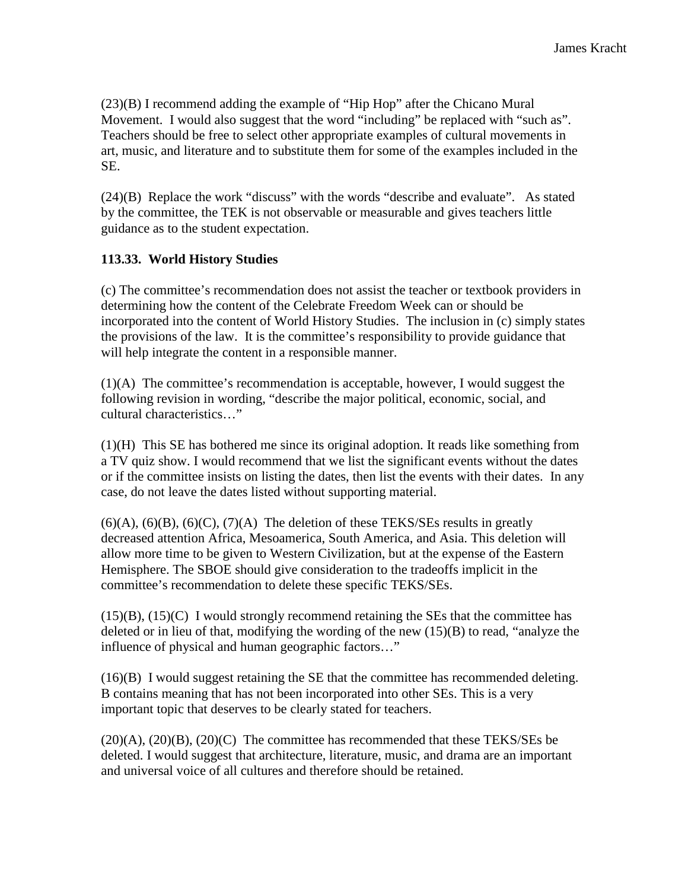(23)(B) I recommend adding the example of "Hip Hop" after the Chicano Mural Movement. I would also suggest that the word "including" be replaced with "such as". Teachers should be free to select other appropriate examples of cultural movements in art, music, and literature and to substitute them for some of the examples included in the SE.

(24)(B) Replace the work "discuss" with the words "describe and evaluate". As stated by the committee, the TEK is not observable or measurable and gives teachers little guidance as to the student expectation.

**113.33. World History Studies**

(c) The committee's recommendation does not assist the teacher or textbook providers in determining how the content of the Celebrate Freedom Week can or should be incorporated into the content of World History Studies. The inclusion in (c) simply states the provisions of the law. It is the committee's responsibility to provide guidance that will help integrate the content in a responsible manner.

(1)(A) The committee's recommendation is acceptable, however, I would suggest the following revision in wording, "describe the major political, economic, social, and cultural characteristics…"

(1)(H) This SE has bothered me since its original adoption. It reads like something from a TV quiz show. I would recommend that we list the significant events without the dates or if the committee insists on listing the dates, then list the events with their dates. In any case, do not leave the dates listed without supporting material.

(6)(A), (6)(B), (6)(C), (7)(A) The deletion of these TEKS/SEs results in greatly decreased attention Africa, Mesoamerica, South America, and Asia. This deletion will allow more time to be given to Western Civilization, but at the expense of the Eastern Hemisphere. The SBOE should give consideration to the tradeoffs implicit in the committee's recommendation to delete these specific TEKS/SEs.

(15)(B), (15)(C) I would strongly recommend retaining the SEs that the committee has deleted or in lieu of that, modifying the wording of the new (15)(B) to read, "analyze the influence of physical and human geographic factors…"

(16)(B) I would suggest retaining the SE that the committee has recommended deleting. B contains meaning that has not been incorporated into other SEs. This is a very important topic that deserves to be clearly stated for teachers.

(20)(A), (20)(B), (20)(C) The committee has recommended that these TEKS/SEs be deleted. I would suggest that architecture, literature, music, and drama are an important and universal voice of all cultures and therefore should be retained.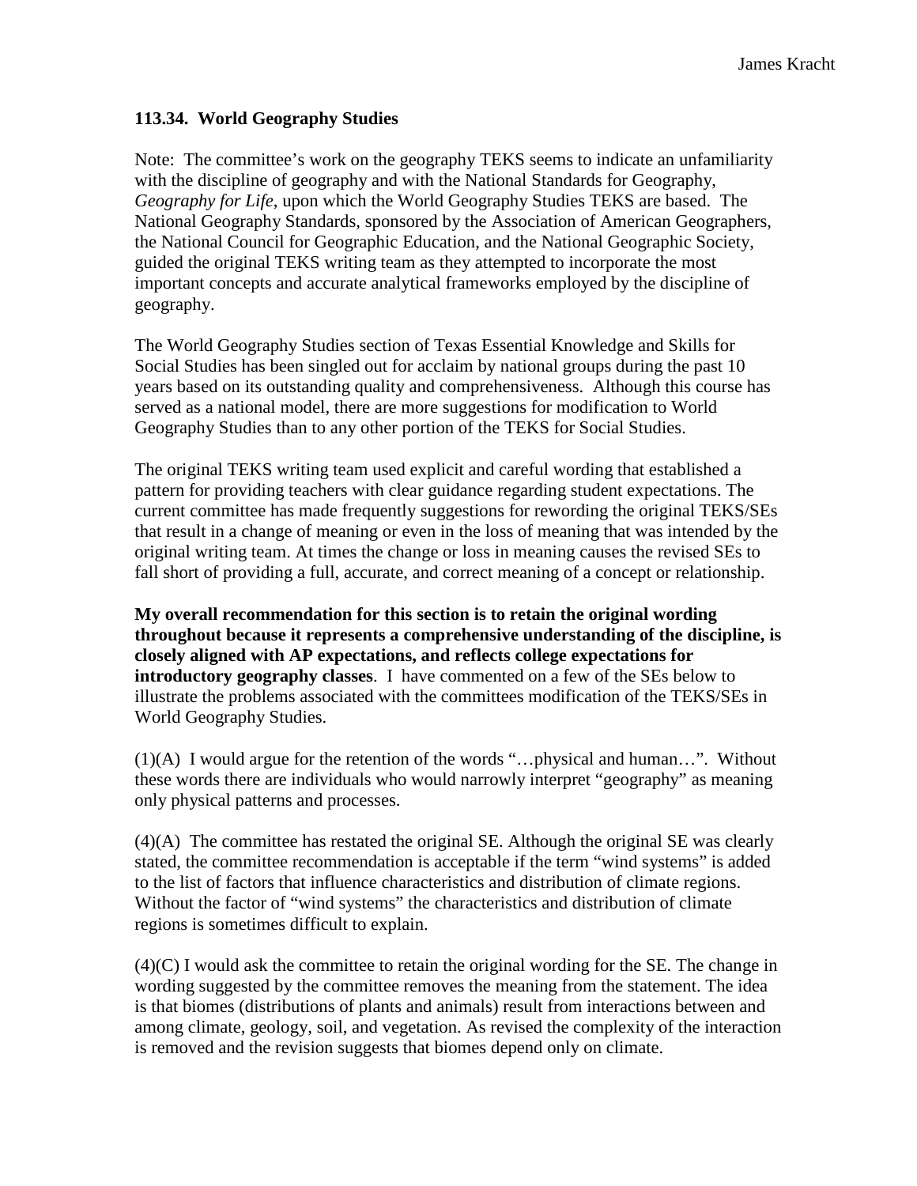### 113.34. World Geography Studies

Note: The committee's work on the geography TEKS seems to indicate an unfamiliarity with the discipline of geography and with the National Standards for Geography, *Geography for Life*, upon which the World Geography Studies TEKS are based. The National Geography Standards, sponsored by the Association of American Geographers, the National Council for Geographic Education, and the National Geographic Society, guided the original TEKS writing team as they attempted to incorporate the most important concepts and accurate analytical frameworks employed by the discipline of geography.

The World Geography Studies section of Texas Essential Knowledge and Skills for Social Studies has been singled out for acclaim by national groups during the past 10 years based on its outstanding quality and comprehensiveness. Although this course has served as a national model, there are more suggestions for modification to World Geography Studies than to any other portion of the TEKS for Social Studies.

The original TEKS writing team used explicit and careful wording that established a pattern for providing teachers with clear guidance regarding student expectations. The current committee has made frequently suggestions for rewording the original TEKS/SEs that result in a change of meaning or even in the loss of meaning that was intended by the original writing team. At times the change or loss in meaning causes the revised SEs to fall short of providing a full, accurate, and correct meaning of a concept or relationship.

**My overall recommendation for this section is to retain the original wording throughout because it represents a comprehensive understanding of the discipline, is closely aligned with AP expectations, and reflects college expectations for introductory geography classes**. I have commented on a few of the SEs below to illustrate the problems associated with the committees modification of the TEKS/SEs in World Geography Studies.

(1)(A) I would argue for the retention of the words "…physical and human…". Without these words there are individuals who would narrowly interpret "geography" as meaning only physical patterns and processes.

(4)(A) The committee has restated the original SE. Although the original SE was clearly stated, the committee recommendation is acceptable if the term "wind systems" is added to the list of factors that influence characteristics and distribution of climate regions. Without the factor of "wind systems" the characteristics and distribution of climate regions is sometimes difficult to explain.

(4)(C) I would ask the committee to retain the original wording for the SE. The change in wording suggested by the committee removes the meaning from the statement. The idea is that biomes (distributions of plants and animals) result from interactions between and among climate, geology, soil, and vegetation. As revised the complexity of the interaction is removed and the revision suggests that biomes depend only on climate.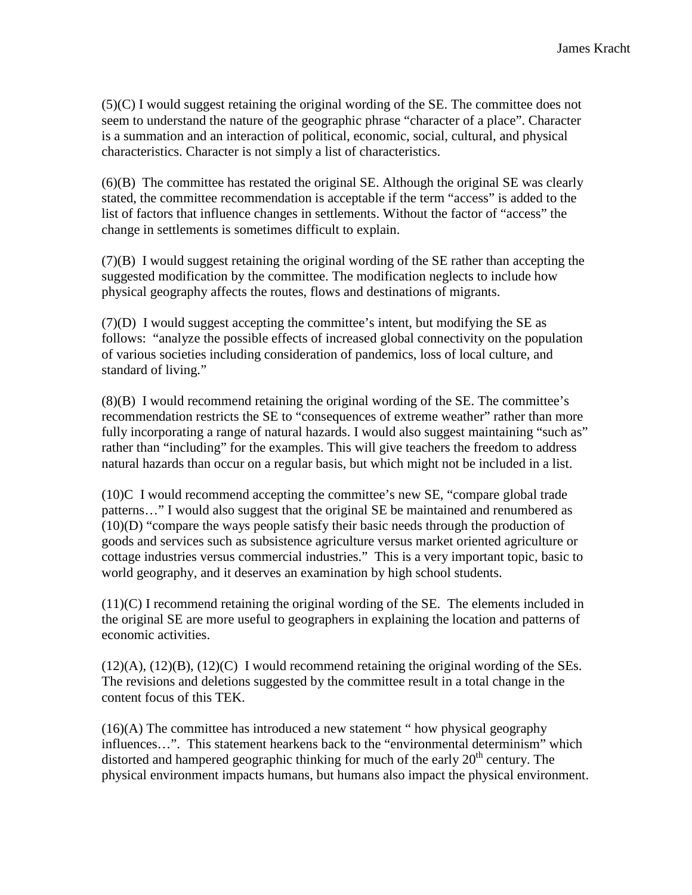(5)(C) I would suggest retaining the original wording of the SE. The committee does not seem to understand the nature of the geographic phrase "character of a place". Character is a summation and an interaction of political, economic, social, cultural, and physical characteristics. Character is not simply a list of characteristics.

(6)(B) The committee has restated the original SE. Although the original SE was clearly stated, the committee recommendation is acceptable if the term "access" is added to the list of factors that influence changes in settlements. Without the factor of "access" the change in settlements is sometimes difficult to explain.

(7)(B) I would suggest retaining the original wording of the SE rather than accepting the suggested modification by the committee. The modification neglects to include how physical geography affects the routes, flows and destinations of migrants.

(7)(D) I would suggest accepting the committee's intent, but modifying the SE as follows: "analyze the possible effects of increased global connectivity on the population of various societies including consideration of pandemics, loss of local culture, and standard of living."

(8)(B) I would recommend retaining the original wording of the SE. The committee's recommendation restricts the SE to "consequences of extreme weather" rather than more fully incorporating a range of natural hazards. I would also suggest maintaining "such as" rather than "including" for the examples. This will give teachers the freedom to address natural hazards than occur on a regular basis, but which might not be included in a list.

(10)C I would recommend accepting the committee's new SE, "compare global trade patterns…" I would also suggest that the original SE be maintained and renumbered as (10)(D) "compare the ways people satisfy their basic needs through the production of goods and services such as subsistence agriculture versus market oriented agriculture or cottage industries versus commercial industries." This is a very important topic, basic to world geography, and it deserves an examination by high school students.

(11)(C) I recommend retaining the original wording of the SE. The elements included in the original SE are more useful to geographers in explaining the location and patterns of economic activities.

(12)(A), (12)(B), (12)(C) I would recommend retaining the original wording of the SEs. The revisions and deletions suggested by the committee result in a total change in the content focus of this TEK.

(16)(A) The committee has introduced a new statement " how physical geography influences…". This statement hearkens back to the "environmental determinism" which distorted and hampered geographic thinking for much of the early 20th century. The physical environment impacts humans, but humans also impact the physical environment.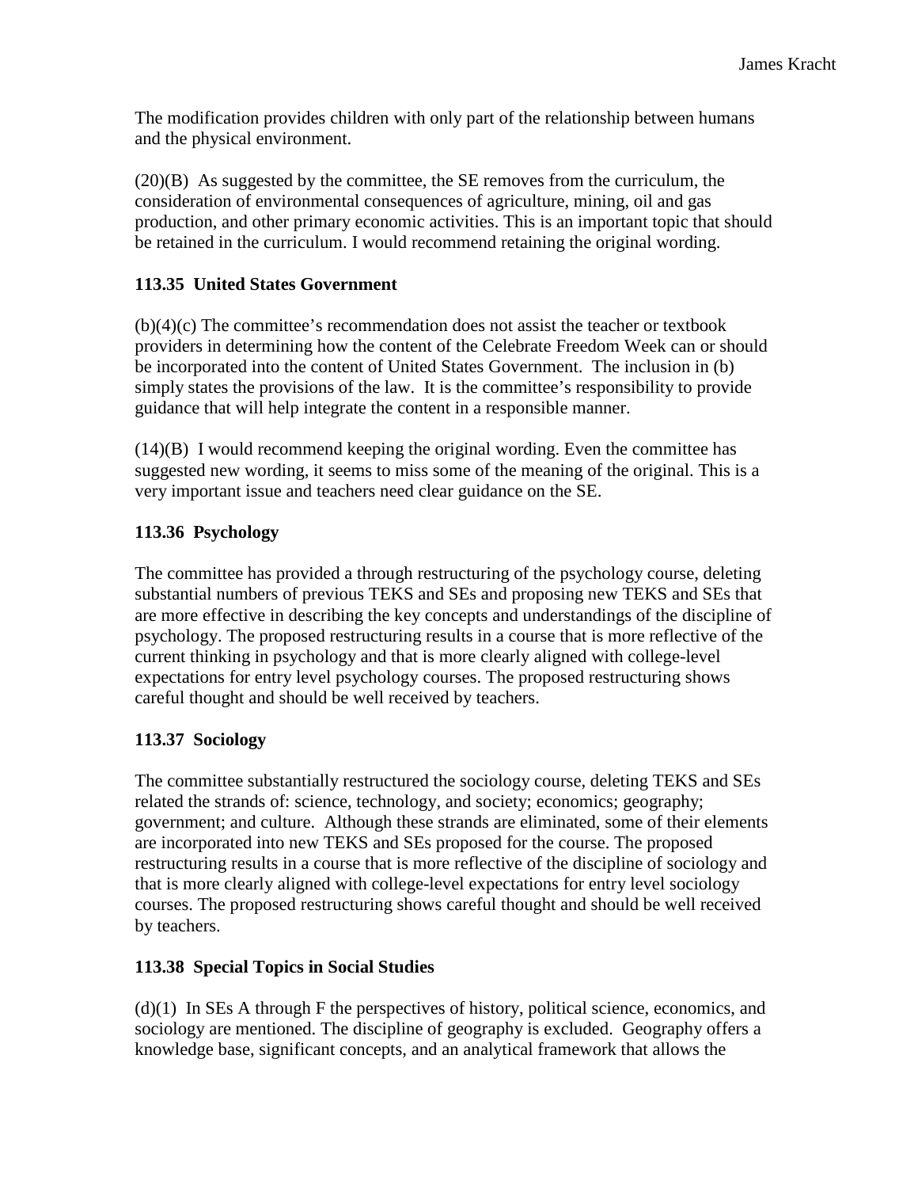The modification provides children with only part of the relationship between humans and the physical environment.

(20)(B) As suggested by the committee, the SE removes from the curriculum, the consideration of environmental consequences of agriculture, mining, oil and gas production, and other primary economic activities. This is an important topic that should be retained in the curriculum. I would recommend retaining the original wording.

**113.35 United States Government**

(b)(4)(c) The committee's recommendation does not assist the teacher or textbook providers in determining how the content of the Celebrate Freedom Week can or should be incorporated into the content of United States Government. The inclusion in (b) simply states the provisions of the law. It is the committee's responsibility to provide guidance that will help integrate the content in a responsible manner.

(14)(B) I would recommend keeping the original wording. Even the committee has suggested new wording, it seems to miss some of the meaning of the original. This is a very important issue and teachers need clear guidance on the SE.

**113.36 Psychology**

The committee has provided a through restructuring of the psychology course, deleting substantial numbers of previous TEKS and SEs and proposing new TEKS and SEs that are more effective in describing the key concepts and understandings of the discipline of psychology. The proposed restructuring results in a course that is more reflective of the current thinking in psychology and that is more clearly aligned with college-level expectations for entry level psychology courses. The proposed restructuring shows careful thought and should be well received by teachers.

**113.37 Sociology**

The committee substantially restructured the sociology course, deleting TEKS and SEs related the strands of: science, technology, and society; economics; geography; government; and culture. Although these strands are eliminated, some of their elements are incorporated into new TEKS and SEs proposed for the course. The proposed restructuring results in a course that is more reflective of the discipline of sociology and that is more clearly aligned with college-level expectations for entry level sociology courses. The proposed restructuring shows careful thought and should be well received by teachers.

**113.38 Special Topics in Social Studies**

(d)(1) In SEs A through F the perspectives of history, political science, economics, and sociology are mentioned. The discipline of geography is excluded. Geography offers a knowledge base, significant concepts, and an analytical framework that allows the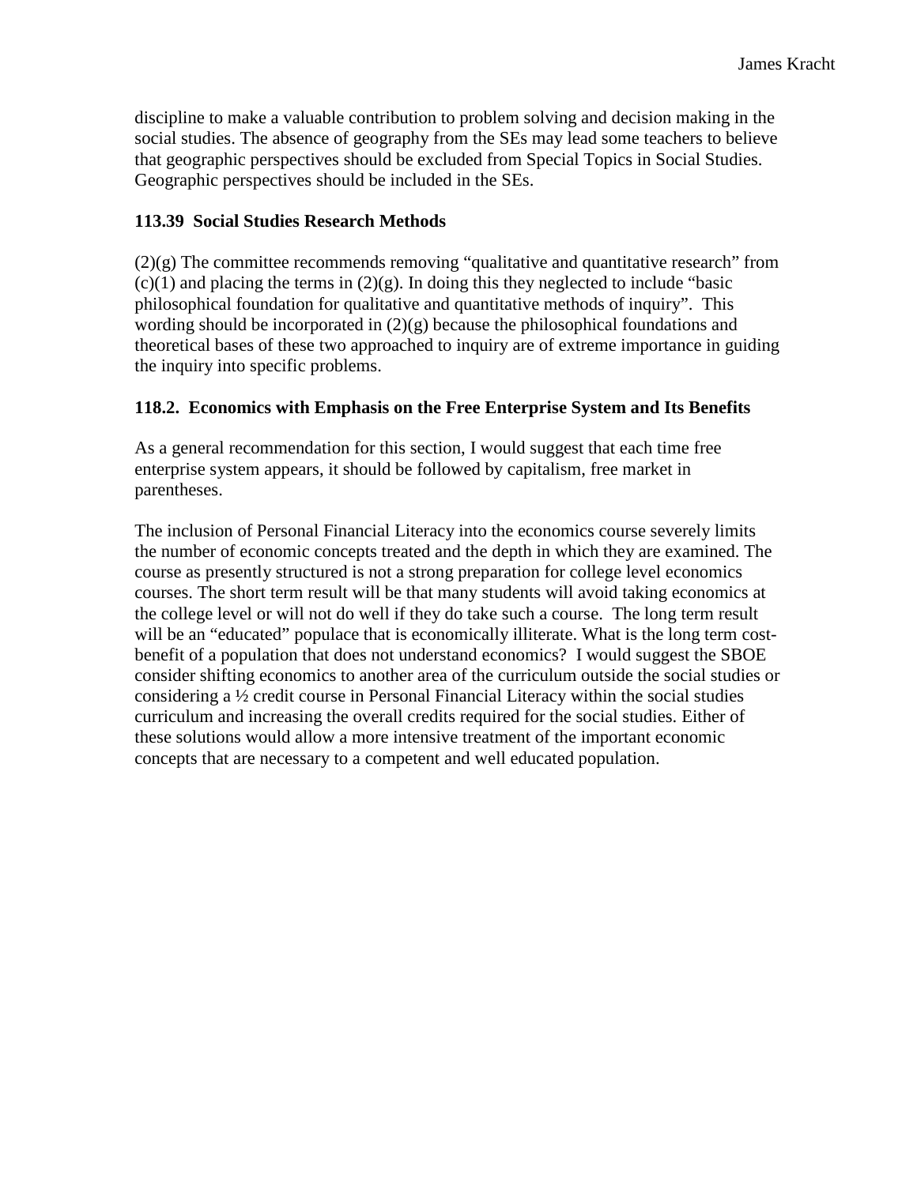discipline to make a valuable contribution to problem solving and decision making in the social studies. The absence of geography from the SEs may lead some teachers to believe that geographic perspectives should be excluded from Special Topics in Social Studies. Geographic perspectives should be included in the SEs.

**113.39 Social Studies Research Methods**

(2)(g) The committee recommends removing "qualitative and quantitative research" from (c)(1) and placing the terms in (2)(g). In doing this they neglected to include "basic philosophical foundation for qualitative and quantitative methods of inquiry". This wording should be incorporated in (2)(g) because the philosophical foundations and theoretical bases of these two approached to inquiry are of extreme importance in guiding the inquiry into specific problems.

**118.2. Economics with Emphasis on the Free Enterprise System and Its Benefits**

As a general recommendation for this section, I would suggest that each time free enterprise system appears, it should be followed by capitalism, free market in parentheses.

The inclusion of Personal Financial Literacy into the economics course severely limits the number of economic concepts treated and the depth in which they are examined. The course as presently structured is not a strong preparation for college level economics courses. The short term result will be that many students will avoid taking economics at the college level or will not do well if they do take such a course. The long term result will be an "educated" populace that is economically illiterate. What is the long term cost-benefit of a population that does not understand economics? I would suggest the SBOE consider shifting economics to another area of the curriculum outside the social studies or considering a ½ credit course in Personal Financial Literacy within the social studies curriculum and increasing the overall credits required for the social studies. Either of these solutions would allow a more intensive treatment of the important economic concepts that are necessary to a competent and well educated population.